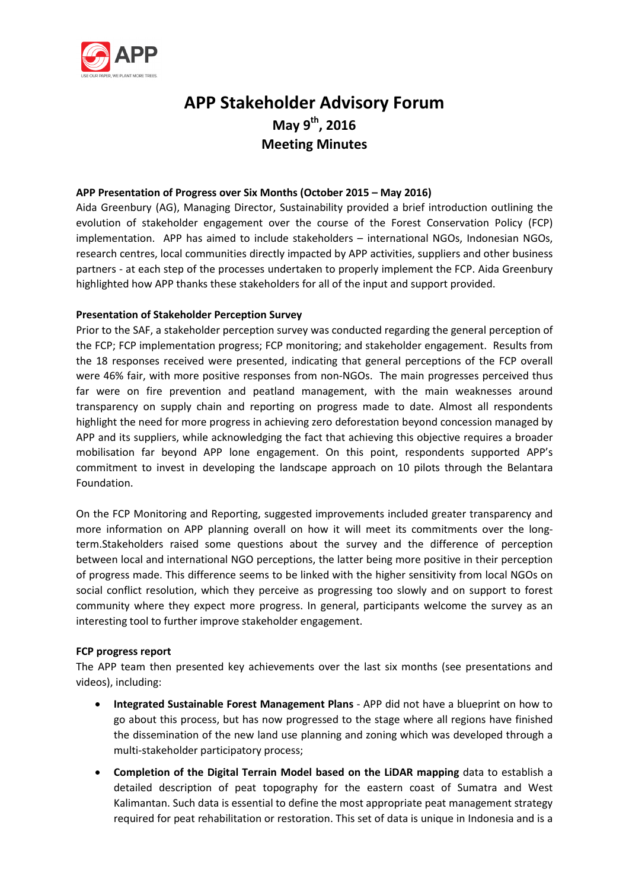# APP Stakeholder Advisory Forum

## May 9th, 2016

## Meeting Minutes

**APP Presentation of Progress over Six Months (October 2015 – May 2016)**

Aida Greenbury (AG), Managing Director, Sustainability provided a brief introduction outlining the evolution of stakeholder engagement over the course of the Forest Conservation Policy (FCP) implementation. APP has aimed to include stakeholders – international NGOs, Indonesian NGOs, research centres, local communities directly impacted by APP activities, suppliers and other business partners - at each step of the processes undertaken to properly implement the FCP. Aida Greenbury highlighted how APP thanks these stakeholders for all of the input and support provided.

**Presentation of Stakeholder Perception Survey**

Prior to the SAF, a stakeholder perception survey was conducted regarding the general perception of the FCP; FCP implementation progress; FCP monitoring; and stakeholder engagement. Results from the 18 responses received were presented, indicating that general perceptions of the FCP overall were 46% fair, with more positive responses from non-NGOs. The main progresses perceived thus far were on fire prevention and peatland management, with the main weaknesses around transparency on supply chain and reporting on progress made to date. Almost all respondents highlight the need for more progress in achieving zero deforestation beyond concession managed by APP and its suppliers, while acknowledging the fact that achieving this objective requires a broader mobilisation far beyond APP lone engagement. On this point, respondents supported APP's commitment to invest in developing the landscape approach on 10 pilots through the Belantara Foundation.

On the FCP Monitoring and Reporting, suggested improvements included greater transparency and more information on APP planning overall on how it will meet its commitments over the long-term.Stakeholders raised some questions about the survey and the difference of perception between local and international NGO perceptions, the latter being more positive in their perception of progress made. This difference seems to be linked with the higher sensitivity from local NGOs on social conflict resolution, which they perceive as progressing too slowly and on support to forest community where they expect more progress. In general, participants welcome the survey as an interesting tool to further improve stakeholder engagement.

**FCP progress report**

The APP team then presented key achievements over the last six months (see presentations and videos), including:

- **Integrated Sustainable Forest Management Plans** - APP did not have a blueprint on how to go about this process, but has now progressed to the stage where all regions have finished the dissemination of the new land use planning and zoning which was developed through a multi-stakeholder participatory process;
- **Completion of the Digital Terrain Model based on the LiDAR mapping** data to establish a detailed description of peat topography for the eastern coast of Sumatra and West Kalimantan. Such data is essential to define the most appropriate peat management strategy required for peat rehabilitation or restoration. This set of data is unique in Indonesia and is a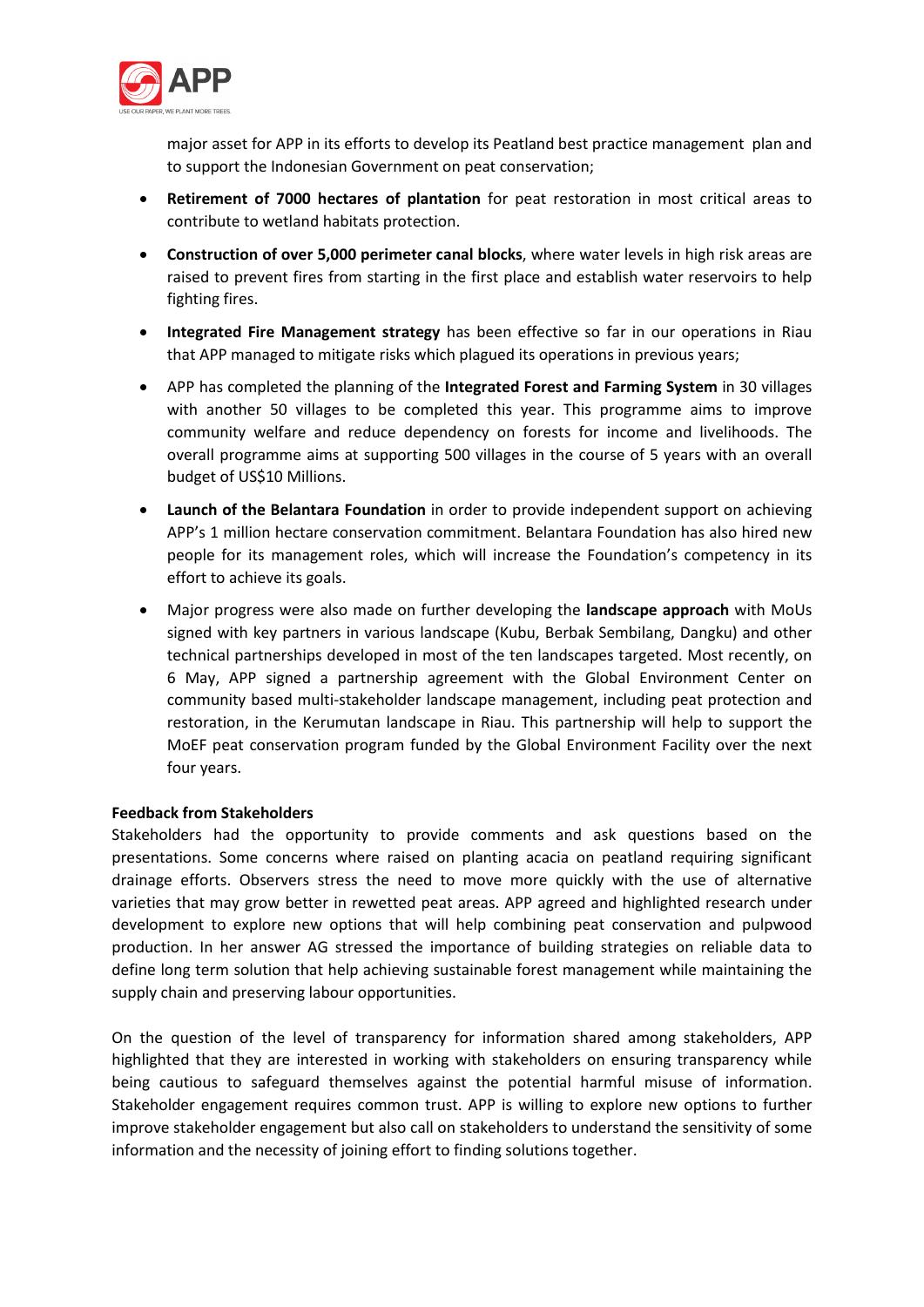major asset for APP in its efforts to develop its Peatland best practice management plan and to support the Indonesian Government on peat conservation;

- **Retirement of 7000 hectares of plantation** for peat restoration in most critical areas to contribute to wetland habitats protection.
- **Construction of over 5,000 perimeter canal blocks**, where water levels in high risk areas are raised to prevent fires from starting in the first place and establish water reservoirs to help fighting fires.
- **Integrated Fire Management strategy** has been effective so far in our operations in Riau that APP managed to mitigate risks which plagued its operations in previous years;
- APP has completed the planning of the **Integrated Forest and Farming System** in 30 villages with another 50 villages to be completed this year. This programme aims to improve community welfare and reduce dependency on forests for income and livelihoods. The overall programme aims at supporting 500 villages in the course of 5 years with an overall budget of US$10 Millions.
- **Launch of the Belantara Foundation** in order to provide independent support on achieving APP's 1 million hectare conservation commitment. Belantara Foundation has also hired new people for its management roles, which will increase the Foundation's competency in its effort to achieve its goals.
- Major progress were also made on further developing the **landscape approach** with MoUs signed with key partners in various landscape (Kubu, Berbak Sembilang, Dangku) and other technical partnerships developed in most of the ten landscapes targeted. Most recently, on 6 May, APP signed a partnership agreement with the Global Environment Center on community based multi-stakeholder landscape management, including peat protection and restoration, in the Kerumutan landscape in Riau. This partnership will help to support the MoEF peat conservation program funded by the Global Environment Facility over the next four years.

**Feedback from Stakeholders**

Stakeholders had the opportunity to provide comments and ask questions based on the presentations. Some concerns where raised on planting acacia on peatland requiring significant drainage efforts. Observers stress the need to move more quickly with the use of alternative varieties that may grow better in rewetted peat areas. APP agreed and highlighted research under development to explore new options that will help combining peat conservation and pulpwood production. In her answer AG stressed the importance of building strategies on reliable data to define long term solution that help achieving sustainable forest management while maintaining the supply chain and preserving labour opportunities.

On the question of the level of transparency for information shared among stakeholders, APP highlighted that they are interested in working with stakeholders on ensuring transparency while being cautious to safeguard themselves against the potential harmful misuse of information. Stakeholder engagement requires common trust. APP is willing to explore new options to further improve stakeholder engagement but also call on stakeholders to understand the sensitivity of some information and the necessity of joining effort to finding solutions together.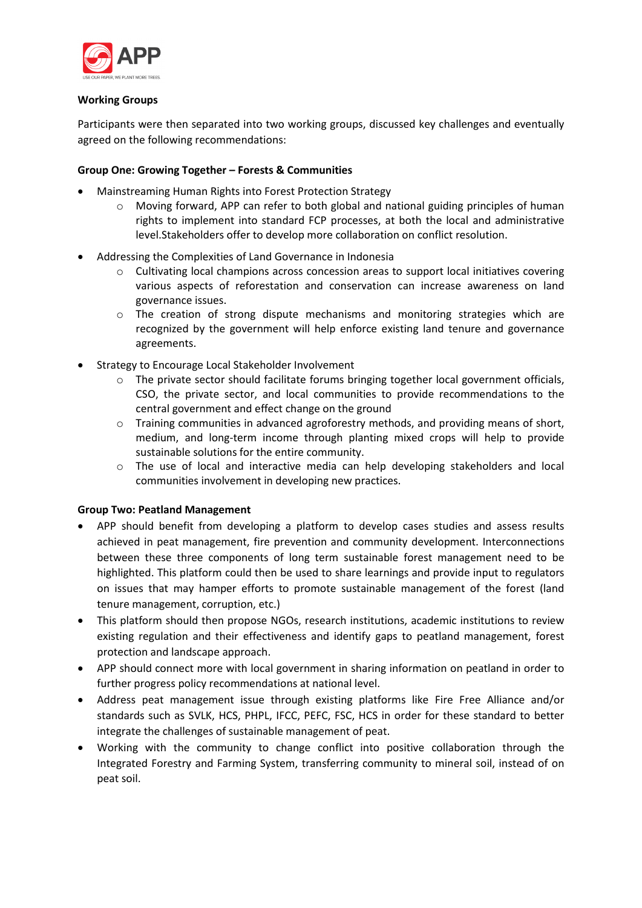**Working Groups**

Participants were then separated into two working groups, discussed key challenges and eventually agreed on the following recommendations:

**Group One: Growing Together – Forests & Communities**

- Mainstreaming Human Rights into Forest Protection Strategy
  - Moving forward, APP can refer to both global and national guiding principles of human rights to implement into standard FCP processes, at both the local and administrative level.Stakeholders offer to develop more collaboration on conflict resolution.
- Addressing the Complexities of Land Governance in Indonesia
  - Cultivating local champions across concession areas to support local initiatives covering various aspects of reforestation and conservation can increase awareness on land governance issues.
  - The creation of strong dispute mechanisms and monitoring strategies which are recognized by the government will help enforce existing land tenure and governance agreements.
- Strategy to Encourage Local Stakeholder Involvement
  - The private sector should facilitate forums bringing together local government officials, CSO, the private sector, and local communities to provide recommendations to the central government and effect change on the ground
  - Training communities in advanced agroforestry methods, and providing means of short, medium, and long-term income through planting mixed crops will help to provide sustainable solutions for the entire community.
  - The use of local and interactive media can help developing stakeholders and local communities involvement in developing new practices.

**Group Two: Peatland Management**

- APP should benefit from developing a platform to develop cases studies and assess results achieved in peat management, fire prevention and community development. Interconnections between these three components of long term sustainable forest management need to be highlighted. This platform could then be used to share learnings and provide input to regulators on issues that may hamper efforts to promote sustainable management of the forest (land tenure management, corruption, etc.)
- This platform should then propose NGOs, research institutions, academic institutions to review existing regulation and their effectiveness and identify gaps to peatland management, forest protection and landscape approach.
- APP should connect more with local government in sharing information on peatland in order to further progress policy recommendations at national level.
- Address peat management issue through existing platforms like Fire Free Alliance and/or standards such as SVLK, HCS, PHPL, IFCC, PEFC, FSC, HCS in order for these standard to better integrate the challenges of sustainable management of peat.
- Working with the community to change conflict into positive collaboration through the Integrated Forestry and Farming System, transferring community to mineral soil, instead of on peat soil.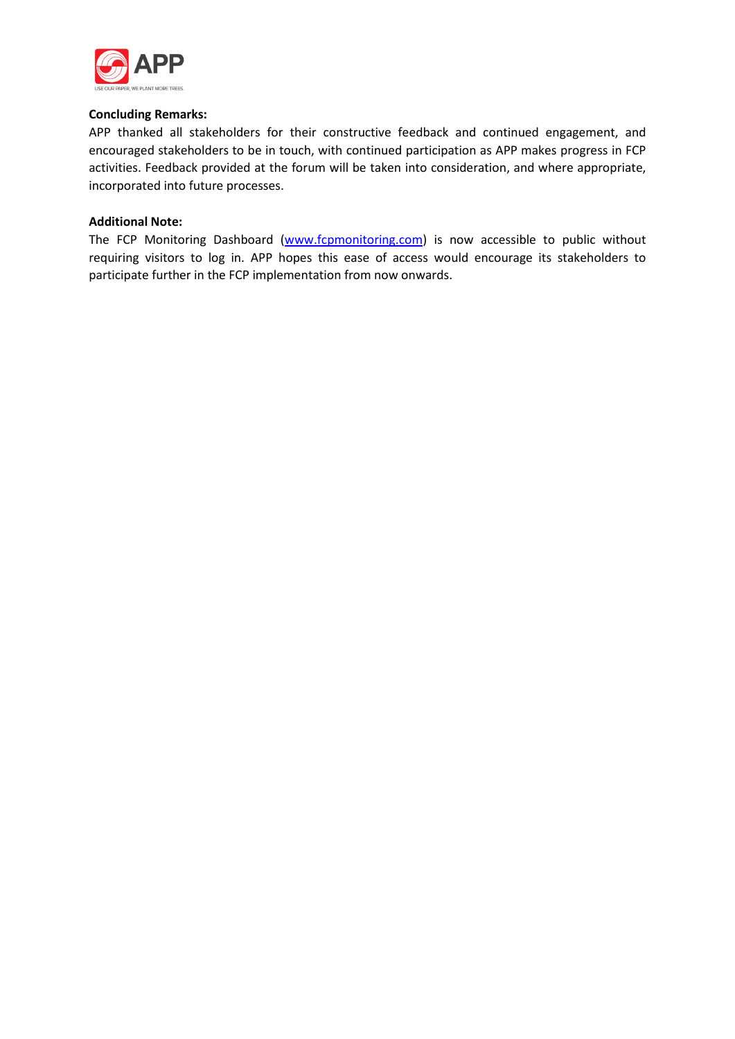**Concluding Remarks:**
APP thanked all stakeholders for their constructive feedback and continued engagement, and encouraged stakeholders to be in touch, with continued participation as APP makes progress in FCP activities. Feedback provided at the forum will be taken into consideration, and where appropriate, incorporated into future processes.

**Additional Note:**
The FCP Monitoring Dashboard (www.fcpmonitoring.com) is now accessible to public without requiring visitors to log in. APP hopes this ease of access would encourage its stakeholders to participate further in the FCP implementation from now onwards.